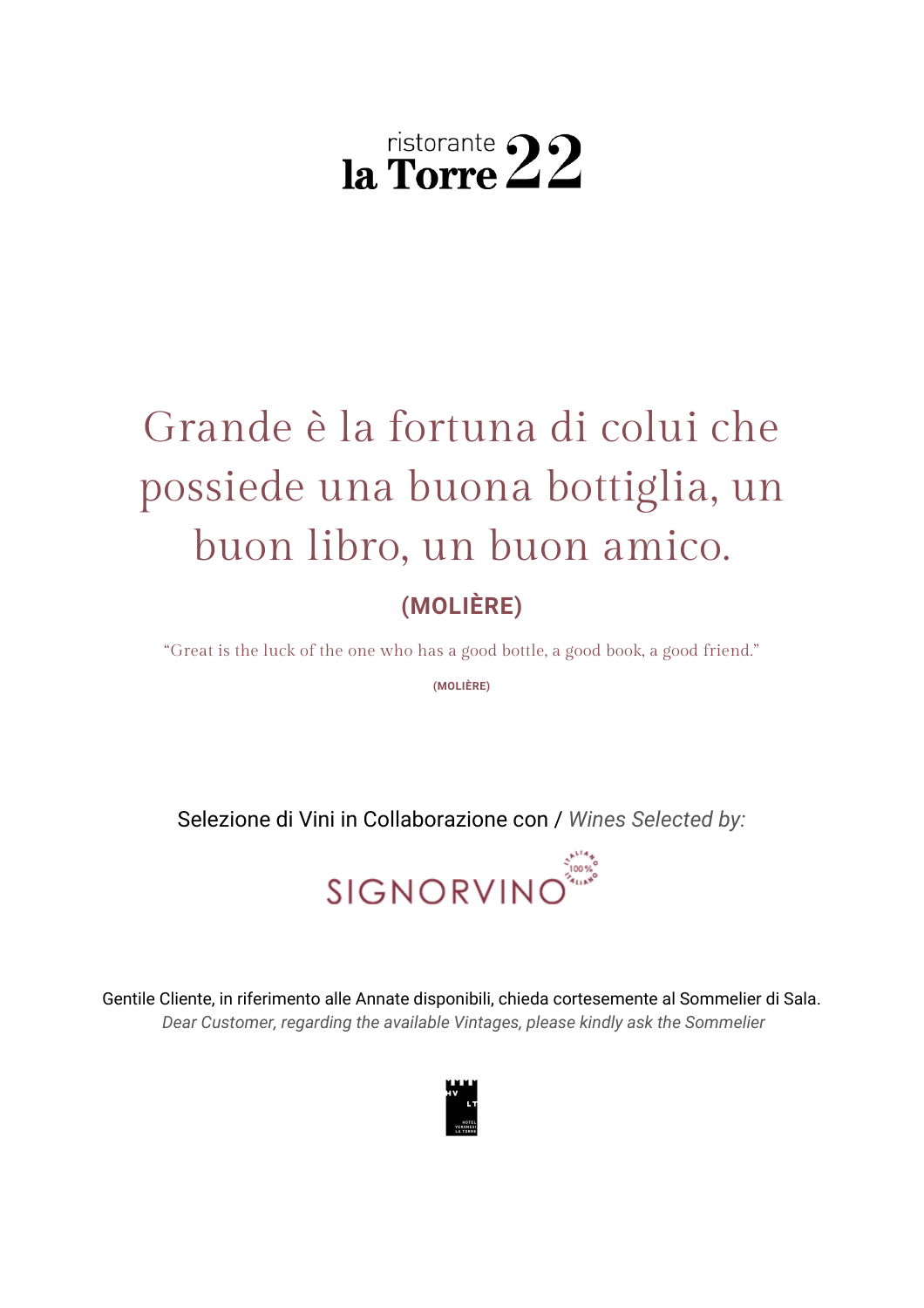# ristorante la Torre 22

## Grande è la fortuna di colui che possiede una buona bottiglia, un buon libro, un buon amico.

**(MOLIÈRE)**

"Great is the luck of the one who has a good bottle, a good book, a good friend."

**(MOLIÈRE)**

Selezione di Vini in Collaborazione con / *Wines Selected by:*

SIGNORVINO

Gentile Cliente, in riferimento alle Annate disponibili, chieda cortesemente al Sommelier di Sala.
*Dear Customer, regarding the available Vintages, please kindly ask the Sommelier*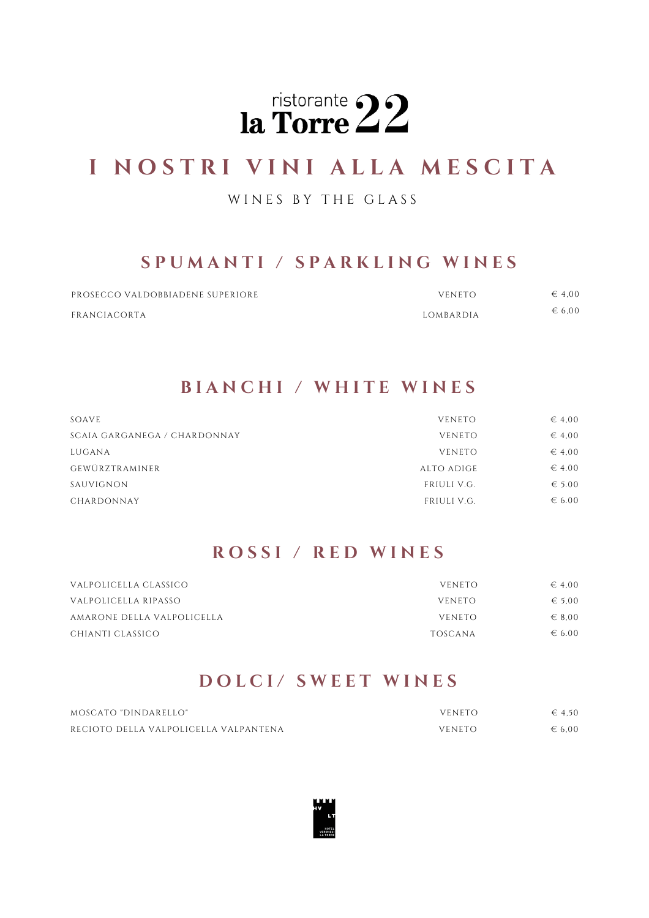# ristorante la Torre 22

## I NOSTRI VINI ALLA MESCITA

WINES BY THE GLASS

### SPUMANTI / SPARKLING WINES

| | | |
|---|---|---|
| PROSECCO VALDOBBIADENE SUPERIORE | VENETO | € 4,00 |
| FRANCIACORTA | LOMBARDIA | € 6,00 |

### BIANCHI / WHITE WINES

| | | |
|---|---|---|
| SOAVE | VENETO | € 4,00 |
| SCAIA GARGANEGA / CHARDONNAY | VENETO | € 4,00 |
| LUGANA | VENETO | € 4,00 |
| GEWÜRZTRAMINER | ALTO ADIGE | € 4.00 |
| SAUVIGNON | FRIULI V.G. | € 5.00 |
| CHARDONNAY | FRIULI V.G. | € 6.00 |

### ROSSI / RED WINES

| | | |
|---|---|---|
| VALPOLICELLA CLASSICO | VENETO | € 4,00 |
| VALPOLICELLA RIPASSO | VENETO | € 5,00 |
| AMARONE DELLA VALPOLICELLA | VENETO | € 8,00 |
| CHIANTI CLASSICO | TOSCANA | € 6.00 |

### DOLCI/ SWEET WINES

| | | |
|---|---|---|
| MOSCATO "DINDARELLO" | VENETO | € 4,50 |
| RECIOTO DELLA VALPOLICELLA VALPANTENA | VENETO | € 6,00 |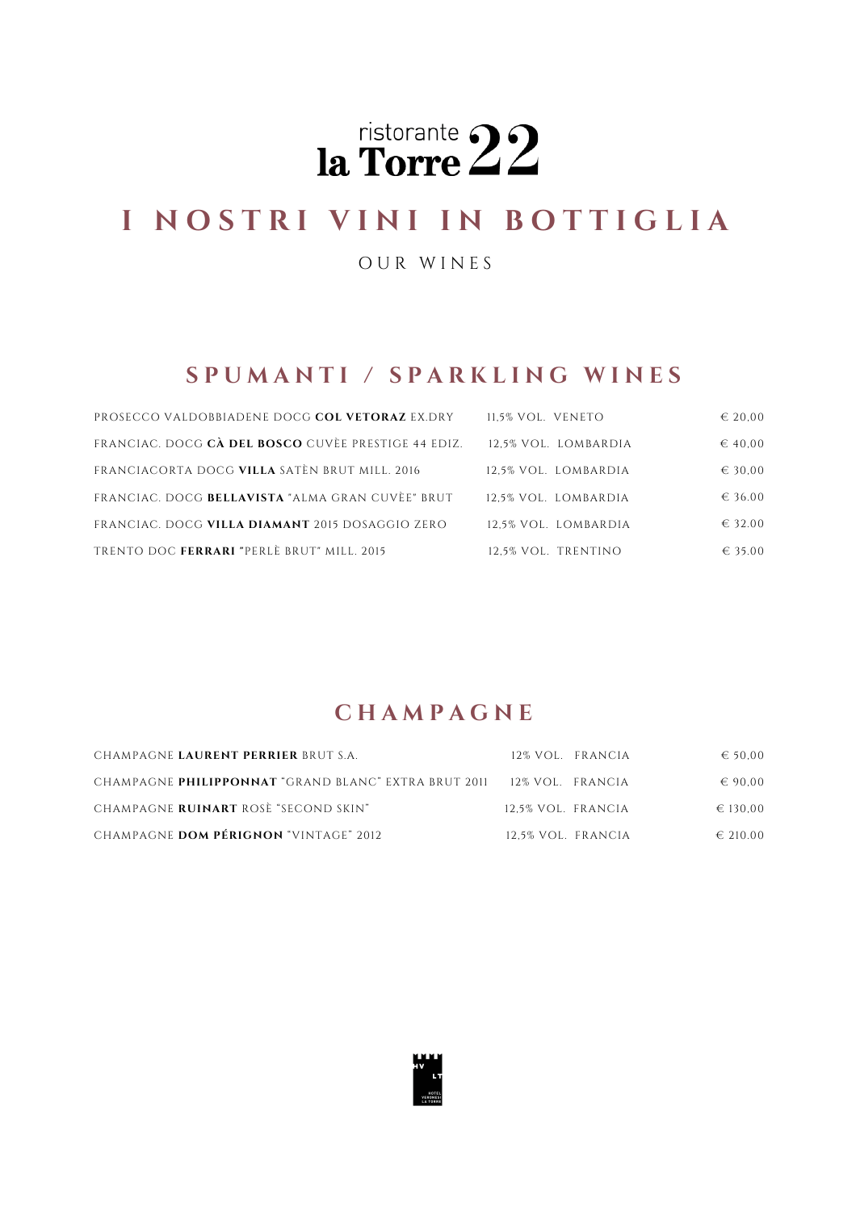# ristorante la Torre 22

## I NOSTRI VINI IN BOTTIGLIA

OUR WINES

### SPUMANTI / SPARKLING WINES

| | | |
|---|---|---|
| PROSECCO VALDOBBIADENE DOCG **COL VETORAZ** EX.DRY | 11,5% VOL. VENETO | € 20,00 |
| FRANCIAC. DOCG **CÀ DEL BOSCO** CUVÈE PRESTIGE 44 EDIZ. | 12,5% VOL. LOMBARDIA | € 40,00 |
| FRANCIACORTA DOCG **VILLA** SATÈN BRUT MILL. 2016 | 12,5% VOL. LOMBARDIA | € 30,00 |
| FRANCIAC. DOCG **BELLAVISTA** "ALMA GRAN CUVÈE" BRUT | 12,5% VOL. LOMBARDIA | € 36.00 |
| FRANCIAC. DOCG **VILLA DIAMANT** 2015 DOSAGGIO ZERO | 12,5% VOL. LOMBARDIA | € 32.00 |
| TRENTO DOC **FERRARI** "PERLÈ BRUT" MILL. 2015 | 12,5% VOL. TRENTINO | € 35.00 |

### CHAMPAGNE

| | | |
|---|---|---|
| CHAMPAGNE **LAURENT PERRIER** BRUT S.A. | 12% VOL. FRANCIA | € 50,00 |
| CHAMPAGNE **PHILIPPONNAT** "GRAND BLANC" EXTRA BRUT 2011 | 12% VOL. FRANCIA | € 90,00 |
| CHAMPAGNE **RUINART** ROSÈ "SECOND SKIN" | 12,5% VOL. FRANCIA | € 130,00 |
| CHAMPAGNE **DOM PÉRIGNON** "VINTAGE" 2012 | 12,5% VOL. FRANCIA | € 210.00 |

HV LT HOTEL VERONESI LA TORRE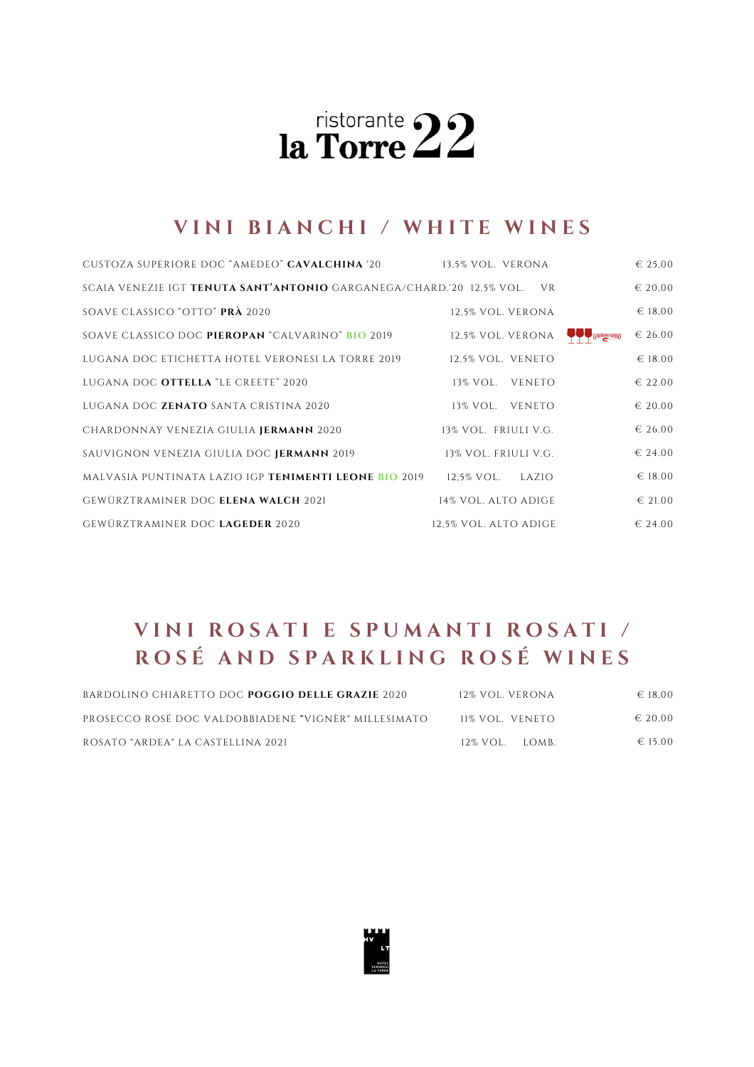# ristorante la Torre 22

## VINI BIANCHI / WHITE WINES

| | | | |
|---|---|---|---|
| CUSTOZA SUPERIORE DOC "AMEDEO" **CAVALCHINA** '20 | 13,5% VOL. VERONA | | € 25,00 |
| SCAIA VENEZIE IGT **TENUTA SANT'ANTONIO** GARGANEGA/CHARD.'20 | 12,5% VOL. VR | | € 20,00 |
| SOAVE CLASSICO "OTTO" **PRÀ** 2020 | 12,5% VOL. VERONA | | € 18,00 |
| SOAVE CLASSICO DOC **PIEROPAN** "CALVARINO" **BIO** 2019 | 12,5% VOL. VERONA | GAMBERO ROSSO | € 26.00 |
| LUGANA DOC ETICHETTA HOTEL VERONESI LA TORRE 2019 | 12,5% VOL. VENETO | | € 18.00 |
| LUGANA DOC **OTTELLA** "LE CREETE" 2020 | 13% VOL. VENETO | | € 22.00 |
| LUGANA DOC **ZENATO** SANTA CRISTINA 2020 | 13% VOL. VENETO | | € 20.00 |
| CHARDONNAY VENEZIA GIULIA **JERMANN** 2020 | 13% VOL. FRIULI V.G. | | € 26.00 |
| SAUVIGNON VENEZIA GIULIA DOC **JERMANN** 2019 | 13% VOL. FRIULI V.G. | | € 24.00 |
| MALVASIA PUNTINATA LAZIO IGP **TENIMENTI LEONE** **BIO** 2019 | 12,5% VOL. LAZIO | | € 18.00 |
| GEWÜRZTRAMINER DOC **ELENA WALCH** 2021 | 14% VOL. ALTO ADIGE | | € 21.00 |
| GEWÜRZTRAMINER DOC **LAGEDER** 2020 | 12,5% VOL. ALTO ADIGE | | € 24.00 |

## VINI ROSATI E SPUMANTI ROSATI / ROSÉ AND SPARKLING ROSÉ WINES

| | | |
|---|---|---|
| BARDOLINO CHIARETTO DOC **POGGIO DELLE GRAZIE** 2020 | 12% VOL. VERONA | € 18,00 |
| PROSECCO ROSÉ DOC VALDOBBIADENE "VIGNÈR" MILLESIMATO | 11% VOL. VENETO | € 20,00 |
| ROSATO "ARDEA" LA CASTELLINA 2021 | 12% VOL. LOMB. | € 15.00 |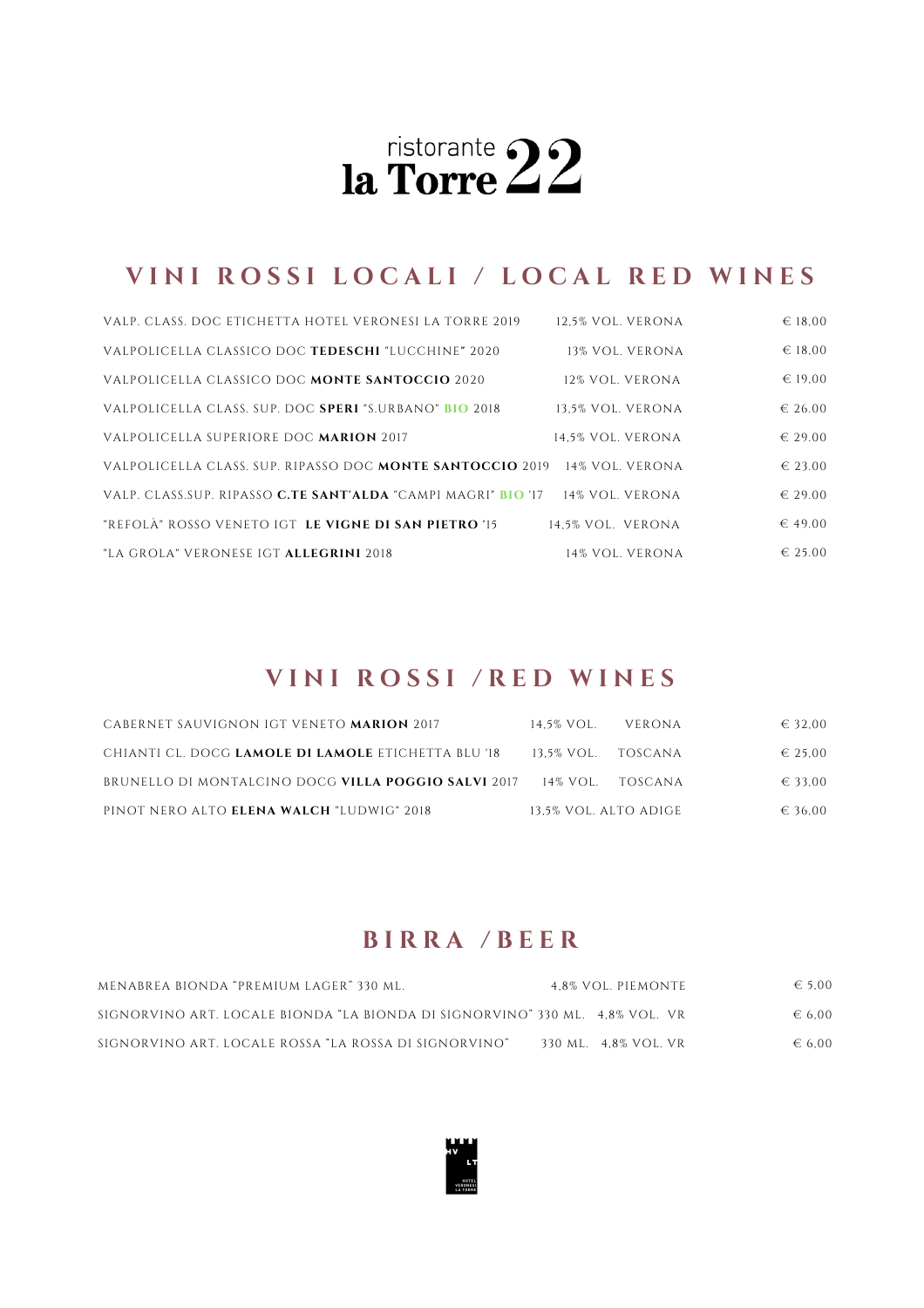# ristorante la Torre 22

## VINI ROSSI LOCALI / LOCAL RED WINES

| | | |
|---|---|---|
| VALP. CLASS. DOC ETICHETTA HOTEL VERONESI LA TORRE 2019 | 12,5% VOL. VERONA | € 18,00 |
| VALPOLICELLA CLASSICO DOC **TEDESCHI** "LUCCHINE" 2020 | 13% VOL. VERONA | € 18,00 |
| VALPOLICELLA CLASSICO DOC **MONTE SANTOCCIO** 2020 | 12% VOL. VERONA | € 19,00 |
| VALPOLICELLA CLASS. SUP. DOC **SPERI** "S.URBANO" **BIO** 2018 | 13,5% VOL. VERONA | € 26.00 |
| VALPOLICELLA SUPERIORE DOC **MARION** 2017 | 14,5% VOL. VERONA | € 29.00 |
| VALPOLICELLA CLASS. SUP. RIPASSO DOC **MONTE SANTOCCIO** 2019 | 14% VOL. VERONA | € 23.00 |
| VALP. CLASS.SUP. RIPASSO **C.TE SANT'ALDA** "CAMPI MAGRI" **BIO** '17 | 14% VOL. VERONA | € 29.00 |
| "REFOLÀ" ROSSO VENETO IGT **LE VIGNE DI SAN PIETRO** '15 | 14,5% VOL. VERONA | € 49.00 |
| "LA GROLA" VERONESE IGT **ALLEGRINI** 2018 | 14% VOL. VERONA | € 25.00 |

## VINI ROSSI /RED WINES

| | | | |
|---|---|---|---|
| CABERNET SAUVIGNON IGT VENETO **MARION** 2017 | 14,5% VOL. | VERONA | € 32,00 |
| CHIANTI CL. DOCG **LAMOLE DI LAMOLE** ETICHETTA BLU '18 | 13,5% VOL. | TOSCANA | € 25,00 |
| BRUNELLO DI MONTALCINO DOCG **VILLA POGGIO SALVI** 2017 | 14% VOL. | TOSCANA | € 33,00 |
| PINOT NERO ALTO **ELENA WALCH** "LUDWIG" 2018 | 13,5% VOL. | ALTO ADIGE | € 36,00 |

## BIRRA /BEER

| | | |
|---|---|---|
| MENABREA BIONDA "PREMIUM LAGER" 330 ML. | 4,8% VOL. PIEMONTE | € 5,00 |
| SIGNORVINO ART. LOCALE BIONDA "LA BIONDA DI SIGNORVINO" 330 ML. | 4,8% VOL. VR | € 6,00 |
| SIGNORVINO ART. LOCALE ROSSA "LA ROSSA DI SIGNORVINO" | 330 ML. 4,8% VOL. VR | € 6,00 |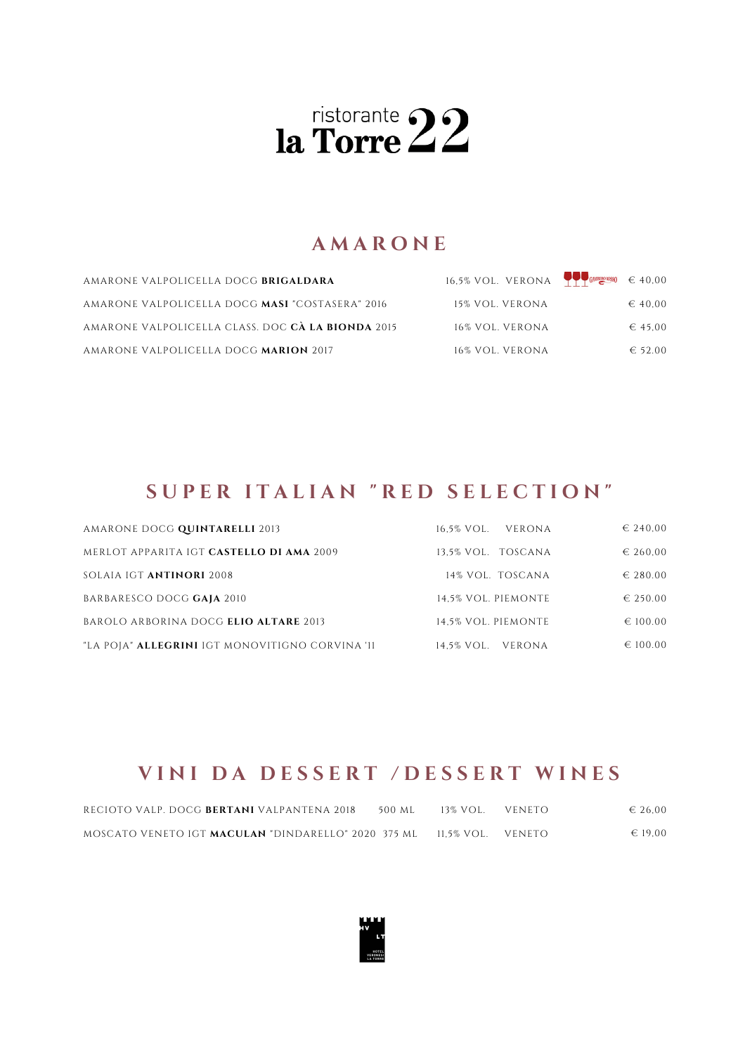# ristorante la Torre 22

## AMARONE

| | | | | |
|---|---|---|---|---|
| AMARONE VALPOLICELLA DOCG **BRIGALDARA** | 16,5% VOL. | VERONA | GAMBERO ROSSO | € 40,00 |
| AMARONE VALPOLICELLA DOCG **MASI** "COSTASERA" 2016 | 15% VOL. | VERONA | | € 40,00 |
| AMARONE VALPOLICELLA CLASS. DOC **CÀ LA BIONDA** 2015 | 16% VOL. | VERONA | | € 45,00 |
| AMARONE VALPOLICELLA DOCG **MARION** 2017 | 16% VOL. | VERONA | | € 52.00 |

## SUPER ITALIAN "RED SELECTION"

| | | | |
|---|---|---|---|
| AMARONE DOCG **QUINTARELLI** 2013 | 16,5% VOL. | VERONA | € 240,00 |
| MERLOT APPARITA IGT **CASTELLO DI AMA** 2009 | 13,5% VOL. | TOSCANA | € 260,00 |
| SOLAIA IGT **ANTINORI** 2008 | 14% VOL. | TOSCANA | € 280.00 |
| BARBARESCO DOCG **GAJA** 2010 | 14,5% VOL. | PIEMONTE | € 250.00 |
| BAROLO ARBORINA DOCG **ELIO ALTARE** 2013 | 14,5% VOL. | PIEMONTE | € 100.00 |
| "LA POJA" **ALLEGRINI** IGT MONOVITIGNO CORVINA '11 | 14,5% VOL. | VERONA | € 100.00 |

## VINI DA DESSERT /DESSERT WINES

| | | | | |
|---|---|---|---|---|
| RECIOTO VALP. DOCG **BERTANI** VALPANTENA 2018 | 500 ML | 13% VOL. | VENETO | € 26,00 |
| MOSCATO VENETO IGT **MACULAN** "DINDARELLO" 2020 | 375 ML | 11,5% VOL. | VENETO | € 19,00 |

HV LT HOTEL VERONESI LA TORRE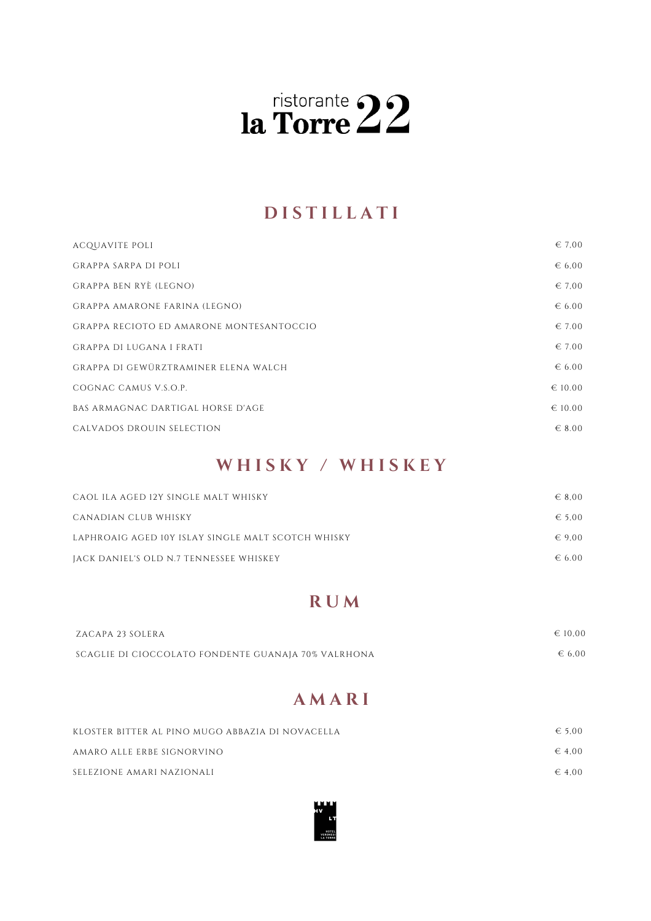# ristorante la Torre 22

## DISTILLATI

| | |
|---|---|
| ACQUAVITE POLI | € 7,00 |
| GRAPPA SARPA DI POLI | € 6,00 |
| GRAPPA BEN RYÈ (LEGNO) | € 7,00 |
| GRAPPA AMARONE FARINA (LEGNO) | € 6.00 |
| GRAPPA RECIOTO ED AMARONE MONTESANTOCCIO | € 7.00 |
| GRAPPA DI LUGANA I FRATI | € 7.00 |
| GRAPPA DI GEWÜRZTRAMINER ELENA WALCH | € 6.00 |
| COGNAC CAMUS V.S.O.P. | € 10.00 |
| BAS ARMAGNAC DARTIGAL HORSE D'AGE | € 10.00 |
| CALVADOS DROUIN SELECTION | € 8.00 |

## WHISKY / WHISKEY

| | |
|---|---|
| CAOL ILA AGED 12Y SINGLE MALT WHISKY | € 8,00 |
| CANADIAN CLUB WHISKY | € 5,00 |
| LAPHROAIG AGED 10Y ISLAY SINGLE MALT SCOTCH WHISKY | € 9,00 |
| JACK DANIEL'S OLD N.7 TENNESSEE WHISKEY | € 6.00 |

## RUM

| | |
|---|---|
| ZACAPA 23 SOLERA | € 10,00 |
| SCAGLIE DI CIOCCOLATO FONDENTE GUANAJA 70% VALRHONA | € 6,00 |

## AMARI

| | |
|---|---|
| KLOSTER BITTER AL PINO MUGO ABBAZIA DI NOVACELLA | € 5,00 |
| AMARO ALLE ERBE SIGNORVINO | € 4,00 |
| SELEZIONE AMARI NAZIONALI | € 4,00 |

HV LT HOTEL VERONESI LA TORRE